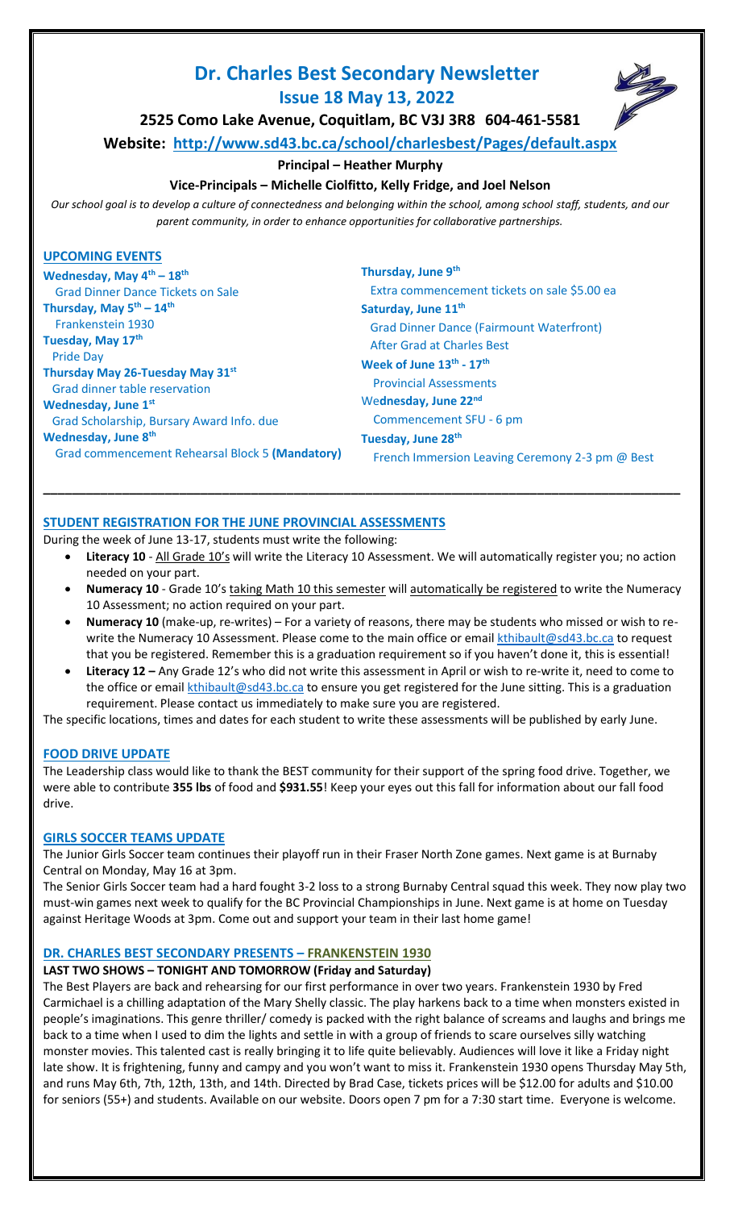# Dr. Charles Best Secondary Newsletter

## Issue 18 May 13, 2022

### 2525 Como Lake Avenue, Coquitlam, BC V3J 3R8 604-461-5581

**Website: http://www.sd43.bc.ca/school/charlesbest/Pages/default.aspx**

**Principal – Heather Murphy**

**Vice-Principals – Michelle Ciolfitto, Kelly Fridge, and Joel Nelson**

*Our school goal is to develop a culture of connectedness and belonging within the school, among school staff, students, and our parent community, in order to enhance opportunities for collaborative partnerships.*

## UPCOMING EVENTS

**Wednesday, May 4th – 18th**
Grad Dinner Dance Tickets on Sale

**Thursday, May 5th – 14th**
Frankenstein 1930

**Tuesday, May 17th**
Pride Day

**Thursday May 26-Tuesday May 31st**
Grad dinner table reservation

**Wednesday, June 1st**
Grad Scholarship, Bursary Award Info. due

**Wednesday, June 8th**
Grad commencement Rehearsal Block 5 **(Mandatory)**

**Thursday, June 9th**
Extra commencement tickets on sale $5.00 ea

**Saturday, June 11th**
Grad Dinner Dance (Fairmount Waterfront)
After Grad at Charles Best

**Week of June 13th - 17th**
Provincial Assessments

**Wednesday, June 22nd**
Commencement SFU - 6 pm

**Tuesday, June 28th**
French Immersion Leaving Ceremony 2-3 pm @ Best

---

## STUDENT REGISTRATION FOR THE JUNE PROVINCIAL ASSESSMENTS

During the week of June 13-17, students must write the following:

- **Literacy 10** - All Grade 10's will write the Literacy 10 Assessment. We will automatically register you; no action needed on your part.
- **Numeracy 10** - Grade 10's taking Math 10 this semester will automatically be registered to write the Numeracy 10 Assessment; no action required on your part.
- **Numeracy 10** (make-up, re-writes) – For a variety of reasons, there may be students who missed or wish to re-write the Numeracy 10 Assessment. Please come to the main office or email kthibault@sd43.bc.ca to request that you be registered. Remember this is a graduation requirement so if you haven't done it, this is essential!
- **Literacy 12 –** Any Grade 12's who did not write this assessment in April or wish to re-write it, need to come to the office or email kthibault@sd43.bc.ca to ensure you get registered for the June sitting. This is a graduation requirement. Please contact us immediately to make sure you are registered.

The specific locations, times and dates for each student to write these assessments will be published by early June.

## FOOD DRIVE UPDATE

The Leadership class would like to thank the BEST community for their support of the spring food drive. Together, we were able to contribute **355 lbs** of food and **$931.55**! Keep your eyes out this fall for information about our fall food drive.

## GIRLS SOCCER TEAMS UPDATE

The Junior Girls Soccer team continues their playoff run in their Fraser North Zone games. Next game is at Burnaby Central on Monday, May 16 at 3pm.

The Senior Girls Soccer team had a hard fought 3-2 loss to a strong Burnaby Central squad this week. They now play two must-win games next week to qualify for the BC Provincial Championships in June. Next game is at home on Tuesday against Heritage Woods at 3pm. Come out and support your team in their last home game!

## DR. CHARLES BEST SECONDARY PRESENTS – FRANKENSTEIN 1930

**LAST TWO SHOWS – TONIGHT AND TOMORROW (Friday and Saturday)**

The Best Players are back and rehearsing for our first performance in over two years. Frankenstein 1930 by Fred Carmichael is a chilling adaptation of the Mary Shelly classic. The play harkens back to a time when monsters existed in people's imaginations. This genre thriller/ comedy is packed with the right balance of screams and laughs and brings me back to a time when I used to dim the lights and settle in with a group of friends to scare ourselves silly watching monster movies. This talented cast is really bringing it to life quite believably. Audiences will love it like a Friday night late show. It is frightening, funny and campy and you won't want to miss it. Frankenstein 1930 opens Thursday May 5th, and runs May 6th, 7th, 12th, 13th, and 14th. Directed by Brad Case, tickets prices will be $12.00 for adults and $10.00 for seniors (55+) and students. Available on our website. Doors open 7 pm for a 7:30 start time. Everyone is welcome.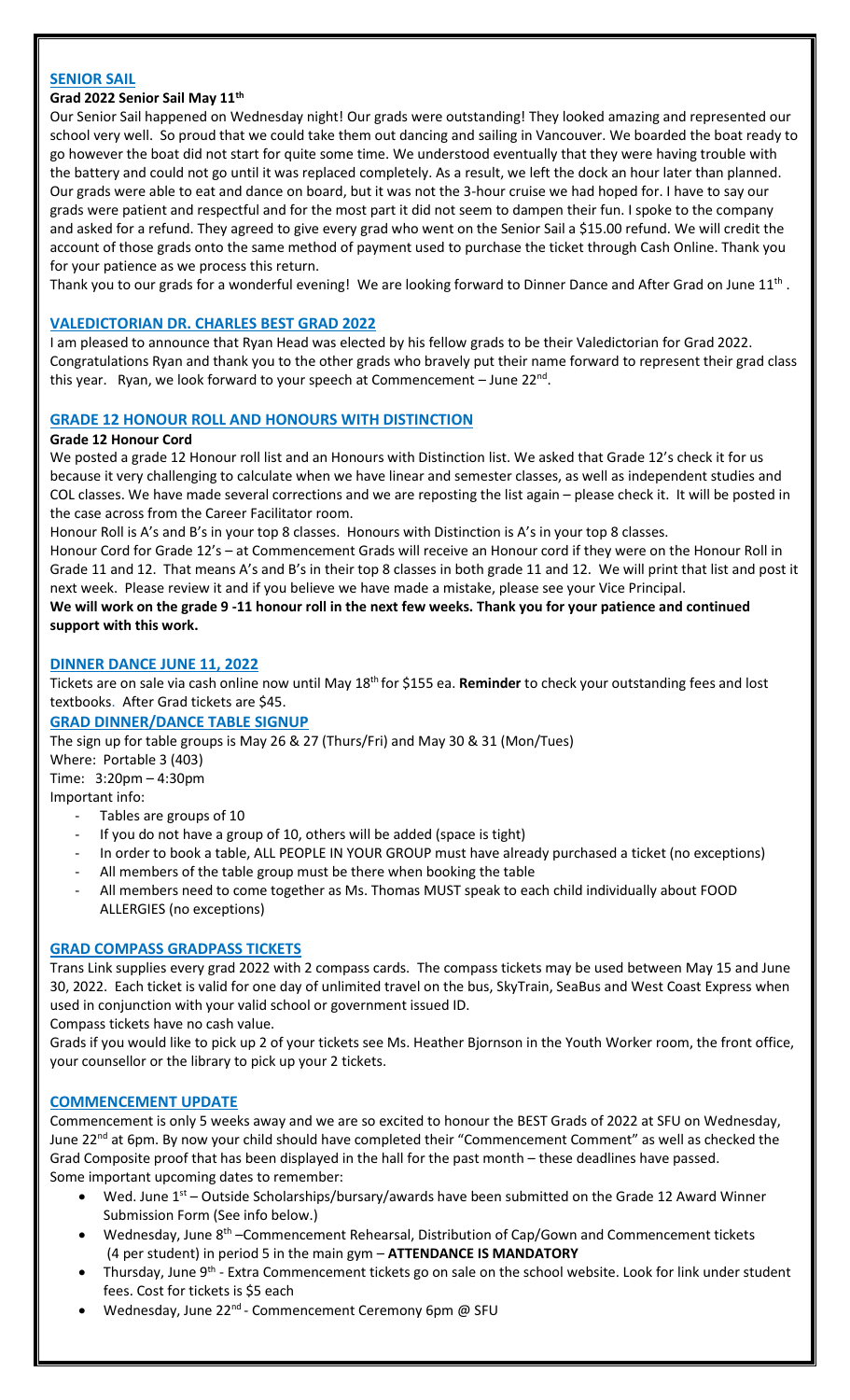## SENIOR SAIL

### Grad 2022 Senior Sail May 11th

Our Senior Sail happened on Wednesday night! Our grads were outstanding! They looked amazing and represented our school very well. So proud that we could take them out dancing and sailing in Vancouver. We boarded the boat ready to go however the boat did not start for quite some time. We understood eventually that they were having trouble with the battery and could not go until it was replaced completely. As a result, we left the dock an hour later than planned. Our grads were able to eat and dance on board, but it was not the 3-hour cruise we had hoped for. I have to say our grads were patient and respectful and for the most part it did not seem to dampen their fun. I spoke to the company and asked for a refund. They agreed to give every grad who went on the Senior Sail a $15.00 refund. We will credit the account of those grads onto the same method of payment used to purchase the ticket through Cash Online. Thank you for your patience as we process this return.

Thank you to our grads for a wonderful evening! We are looking forward to Dinner Dance and After Grad on June 11th .

## VALEDICTORIAN DR. CHARLES BEST GRAD 2022

I am pleased to announce that Ryan Head was elected by his fellow grads to be their Valedictorian for Grad 2022. Congratulations Ryan and thank you to the other grads who bravely put their name forward to represent their grad class this year. Ryan, we look forward to your speech at Commencement – June 22nd.

## GRADE 12 HONOUR ROLL AND HONOURS WITH DISTINCTION

### Grade 12 Honour Cord

We posted a grade 12 Honour roll list and an Honours with Distinction list. We asked that Grade 12's check it for us because it very challenging to calculate when we have linear and semester classes, as well as independent studies and COL classes. We have made several corrections and we are reposting the list again – please check it. It will be posted in the case across from the Career Facilitator room.

Honour Roll is A's and B's in your top 8 classes. Honours with Distinction is A's in your top 8 classes.

Honour Cord for Grade 12's – at Commencement Grads will receive an Honour cord if they were on the Honour Roll in Grade 11 and 12. That means A's and B's in their top 8 classes in both grade 11 and 12. We will print that list and post it next week. Please review it and if you believe we have made a mistake, please see your Vice Principal.

**We will work on the grade 9 -11 honour roll in the next few weeks. Thank you for your patience and continued support with this work.**

## DINNER DANCE JUNE 11, 2022

Tickets are on sale via cash online now until May 18th for $155 ea. **Reminder** to check your outstanding fees and lost textbooks. After Grad tickets are $45.

## GRAD DINNER/DANCE TABLE SIGNUP

The sign up for table groups is May 26 & 27 (Thurs/Fri) and May 30 & 31 (Mon/Tues)

Where: Portable 3 (403)

Time: 3:20pm – 4:30pm

Important info:

- Tables are groups of 10
- If you do not have a group of 10, others will be added (space is tight)
- In order to book a table, ALL PEOPLE IN YOUR GROUP must have already purchased a ticket (no exceptions)
- All members of the table group must be there when booking the table
- All members need to come together as Ms. Thomas MUST speak to each child individually about FOOD ALLERGIES (no exceptions)

## GRAD COMPASS GRADPASS TICKETS

Trans Link supplies every grad 2022 with 2 compass cards. The compass tickets may be used between May 15 and June 30, 2022. Each ticket is valid for one day of unlimited travel on the bus, SkyTrain, SeaBus and West Coast Express when used in conjunction with your valid school or government issued ID.

Compass tickets have no cash value.

Grads if you would like to pick up 2 of your tickets see Ms. Heather Bjornson in the Youth Worker room, the front office, your counsellor or the library to pick up your 2 tickets.

## COMMENCEMENT UPDATE

Commencement is only 5 weeks away and we are so excited to honour the BEST Grads of 2022 at SFU on Wednesday, June 22nd at 6pm. By now your child should have completed their "Commencement Comment" as well as checked the Grad Composite proof that has been displayed in the hall for the past month – these deadlines have passed.

Some important upcoming dates to remember:

- Wed. June 1st – Outside Scholarships/bursary/awards have been submitted on the Grade 12 Award Winner Submission Form (See info below.)
- Wednesday, June 8th –Commencement Rehearsal, Distribution of Cap/Gown and Commencement tickets (4 per student) in period 5 in the main gym – **ATTENDANCE IS MANDATORY**
- Thursday, June 9th - Extra Commencement tickets go on sale on the school website. Look for link under student fees. Cost for tickets is $5 each
- Wednesday, June 22nd - Commencement Ceremony 6pm @ SFU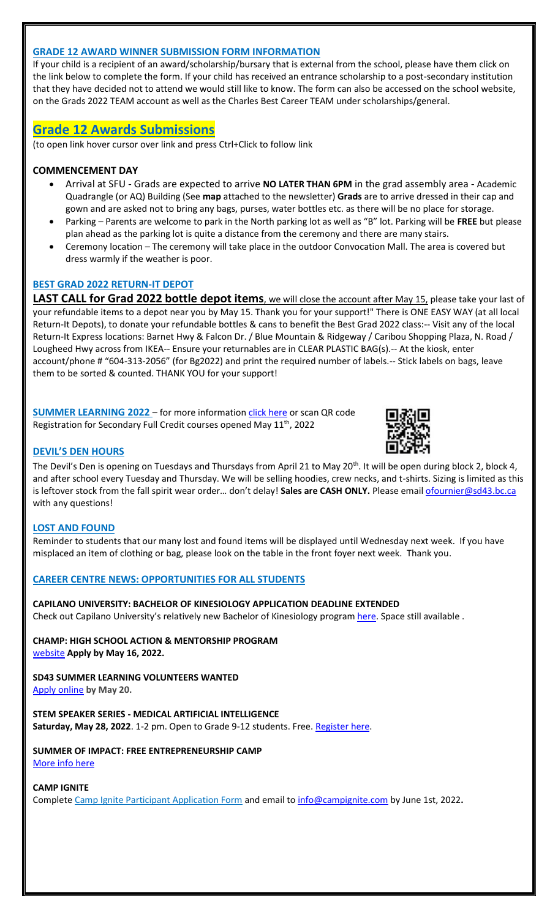### GRADE 12 AWARD WINNER SUBMISSION FORM INFORMATION

If your child is a recipient of an award/scholarship/bursary that is external from the school, please have them click on the link below to complete the form. If your child has received an entrance scholarship to a post-secondary institution that they have decided not to attend we would still like to know. The form can also be accessed on the school website, on the Grads 2022 TEAM account as well as the Charles Best Career TEAM under scholarships/general.

## Grade 12 Awards Submissions

(to open link hover cursor over link and press Ctrl+Click to follow link

### COMMENCEMENT DAY

- Arrival at SFU - Grads are expected to arrive **NO LATER THAN 6PM** in the grad assembly area - Academic Quadrangle (or AQ) Building (See **map** attached to the newsletter) **Grads** are to arrive dressed in their cap and gown and are asked not to bring any bags, purses, water bottles etc. as there will be no place for storage.
- Parking – Parents are welcome to park in the North parking lot as well as "B" lot. Parking will be **FREE** but please plan ahead as the parking lot is quite a distance from the ceremony and there are many stairs.
- Ceremony location – The ceremony will take place in the outdoor Convocation Mall. The area is covered but dress warmly if the weather is poor.

### BEST GRAD 2022 RETURN-IT DEPOT

**LAST CALL for Grad 2022 bottle depot items**, we will close the account after May 15, please take your last of your refundable items to a depot near you by May 15. Thank you for your support!" There is ONE EASY WAY (at all local Return-It Depots), to donate your refundable bottles & cans to benefit the Best Grad 2022 class:-- Visit any of the local Return-It Express locations: Barnet Hwy & Falcon Dr. / Blue Mountain & Ridgeway / Caribou Shopping Plaza, N. Road / Lougheed Hwy across from IKEA-- Ensure your returnables are in CLEAR PLASTIC BAG(s).-- At the kiosk, enter account/phone # "604-313-2056" (for Bg2022) and print the required number of labels.-- Stick labels on bags, leave them to be sorted & counted. THANK YOU for your support!

**SUMMER LEARNING 2022** – for more information click here or scan QR code
Registration for Secondary Full Credit courses opened May 11th, 2022

### DEVIL'S DEN HOURS

The Devil's Den is opening on Tuesdays and Thursdays from April 21 to May 20th. It will be open during block 2, block 4, and after school every Tuesday and Thursday. We will be selling hoodies, crew necks, and t-shirts. Sizing is limited as this is leftover stock from the fall spirit wear order… don't delay! **Sales are CASH ONLY.** Please email ofournier@sd43.bc.ca with any questions!

### LOST AND FOUND

Reminder to students that our many lost and found items will be displayed until Wednesday next week. If you have misplaced an item of clothing or bag, please look on the table in the front foyer next week. Thank you.

### CAREER CENTRE NEWS: OPPORTUNITIES FOR ALL STUDENTS

**CAPILANO UNIVERSITY: BACHELOR OF KINESIOLOGY APPLICATION DEADLINE EXTENDED**
Check out Capilano University's relatively new Bachelor of Kinesiology program here. Space still available .

**CHAMP: HIGH SCHOOL ACTION & MENTORSHIP PROGRAM**
website **Apply by May 16, 2022.**

**SD43 SUMMER LEARNING VOLUNTEERS WANTED**
Apply online **by May 20.**

**STEM SPEAKER SERIES - MEDICAL ARTIFICIAL INTELLIGENCE**
**Saturday, May 28, 2022**. 1-2 pm. Open to Grade 9-12 students. Free. Register here.

**SUMMER OF IMPACT: FREE ENTREPRENEURSHIP CAMP**
More info here

**CAMP IGNITE**
Complete Camp Ignite Participant Application Form and email to info@campignite.com by June 1st, 2022**.**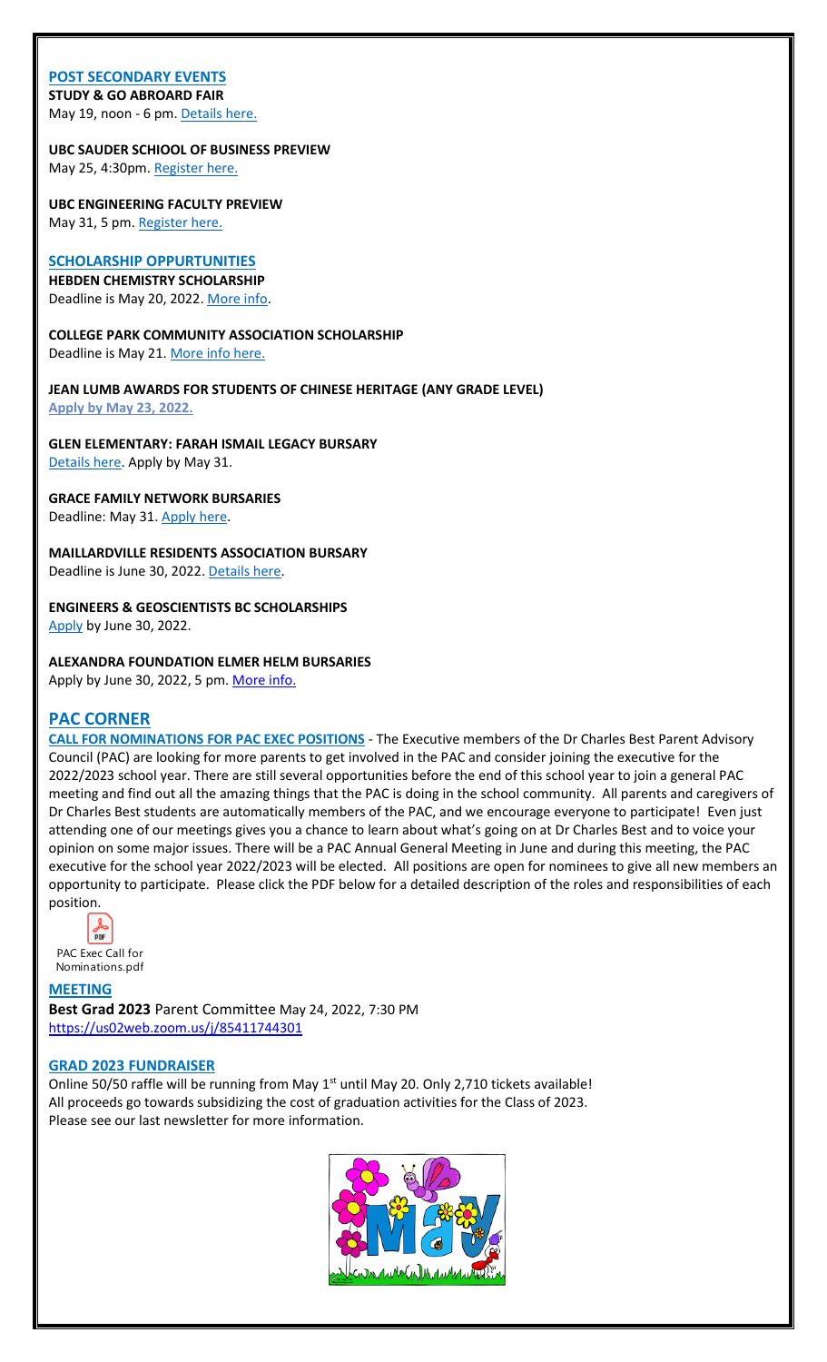## POST SECONDARY EVENTS

**STUDY & GO ABROARD FAIR**
May 19, noon - 6 pm. Details here.

**UBC SAUDER SCHIOOL OF BUSINESS PREVIEW**
May 25, 4:30pm. Register here.

**UBC ENGINEERING FACULTY PREVIEW**
May 31, 5 pm. Register here.

## SCHOLARSHIP OPPURTUNITIES

**HEBDEN CHEMISTRY SCHOLARSHIP**
Deadline is May 20, 2022. More info.

**COLLEGE PARK COMMUNITY ASSOCIATION SCHOLARSHIP**
Deadline is May 21. More info here.

**JEAN LUMB AWARDS FOR STUDENTS OF CHINESE HERITAGE (ANY GRADE LEVEL)**
**Apply by May 23, 2022.**

**GLEN ELEMENTARY: FARAH ISMAIL LEGACY BURSARY**
Details here. Apply by May 31.

**GRACE FAMILY NETWORK BURSARIES**
Deadline: May 31. Apply here.

**MAILLARDVILLE RESIDENTS ASSOCIATION BURSARY**
Deadline is June 30, 2022. Details here.

**ENGINEERS & GEOSCIENTISTS BC SCHOLARSHIPS**
Apply by June 30, 2022.

**ALEXANDRA FOUNDATION ELMER HELM BURSARIES**
Apply by June 30, 2022, 5 pm. More info.

# PAC CORNER

**CALL FOR NOMINATIONS FOR PAC EXEC POSITIONS** - The Executive members of the Dr Charles Best Parent Advisory Council (PAC) are looking for more parents to get involved in the PAC and consider joining the executive for the 2022/2023 school year. There are still several opportunities before the end of this school year to join a general PAC meeting and find out all the amazing things that the PAC is doing in the school community. All parents and caregivers of Dr Charles Best students are automatically members of the PAC, and we encourage everyone to participate! Even just attending one of our meetings gives you a chance to learn about what's going on at Dr Charles Best and to voice your opinion on some major issues. There will be a PAC Annual General Meeting in June and during this meeting, the PAC executive for the school year 2022/2023 will be elected. All positions are open for nominees to give all new members an opportunity to participate. Please click the PDF below for a detailed description of the roles and responsibilities of each position.

PAC Exec Call for Nominations.pdf

## MEETING

**Best Grad 2023** Parent Committee May 24, 2022, 7:30 PM
https://us02web.zoom.us/j/85411744301

## GRAD 2023 FUNDRAISER

Online 50/50 raffle will be running from May 1st until May 20. Only 2,710 tickets available!
All proceeds go towards subsidizing the cost of graduation activities for the Class of 2023.
Please see our last newsletter for more information.